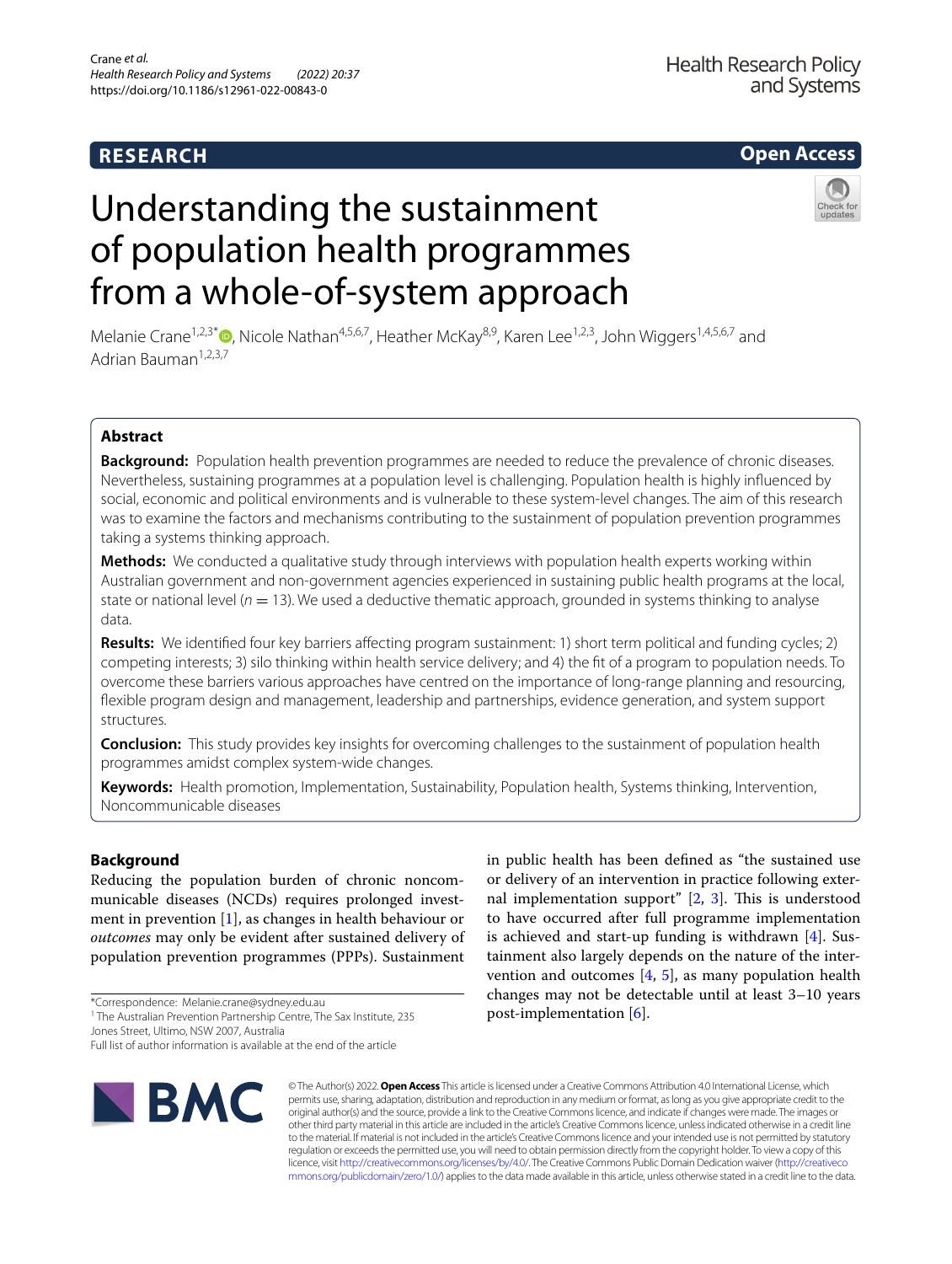RESEARCH

Open Access

# Understanding the sustainment of population health programmes from a whole-of-system approach

Melanie Crane[1,2,3*], Nicole Nathan[4,5,6,7], Heather McKay[8,9], Karen Lee[1,2,3], John Wiggers[1,4,5,6,7] and Adrian Bauman[1,2,3,7]

## Abstract

**Background:** Population health prevention programmes are needed to reduce the prevalence of chronic diseases. Nevertheless, sustaining programmes at a population level is challenging. Population health is highly influenced by social, economic and political environments and is vulnerable to these system-level changes. The aim of this research was to examine the factors and mechanisms contributing to the sustainment of population prevention programmes taking a systems thinking approach.

**Methods:** We conducted a qualitative study through interviews with population health experts working within Australian government and non-government agencies experienced in sustaining public health programs at the local, state or national level ($n = 13$). We used a deductive thematic approach, grounded in systems thinking to analyse data.

**Results:** We identified four key barriers affecting program sustainment: 1) short term political and funding cycles; 2) competing interests; 3) silo thinking within health service delivery; and 4) the fit of a program to population needs. To overcome these barriers various approaches have centred on the importance of long-range planning and resourcing, flexible program design and management, leadership and partnerships, evidence generation, and system support structures.

**Conclusion:** This study provides key insights for overcoming challenges to the sustainment of population health programmes amidst complex system-wide changes.

**Keywords:** Health promotion, Implementation, Sustainability, Population health, Systems thinking, Intervention, Noncommunicable diseases

## Background

Reducing the population burden of chronic noncommunicable diseases (NCDs) requires prolonged investment in prevention [1], as changes in health behaviour or *outcomes* may only be evident after sustained delivery of population prevention programmes (PPPs). Sustainment in public health has been defined as "the sustained use or delivery of an intervention in practice following external implementation support" [2, 3]. This is understood to have occurred after full programme implementation is achieved and start-up funding is withdrawn [4]. Sustainment also largely depends on the nature of the intervention and outcomes [4, 5], as many population health changes may not be detectable until at least 3–10 years post-implementation [6].

*Correspondence: Melanie.crane@sydney.edu.au

[1] The Australian Prevention Partnership Centre, The Sax Institute, 235 Jones Street, Ultimo, NSW 2007, Australia

Full list of author information is available at the end of the article

© The Author(s) 2022. **Open Access** This article is licensed under a Creative Commons Attribution 4.0 International License, which permits use, sharing, adaptation, distribution and reproduction in any medium or format, as long as you give appropriate credit to the original author(s) and the source, provide a link to the Creative Commons licence, and indicate if changes were made. The images or other third party material in this article are included in the article's Creative Commons licence, unless indicated otherwise in a credit line to the material. If material is not included in the article's Creative Commons licence and your intended use is not permitted by statutory regulation or exceeds the permitted use, you will need to obtain permission directly from the copyright holder. To view a copy of this licence, visit http://creativecommons.org/licenses/by/4.0/. The Creative Commons Public Domain Dedication waiver (http://creativecommons.org/publicdomain/zero/1.0/) applies to the data made available in this article, unless otherwise stated in a credit line to the data.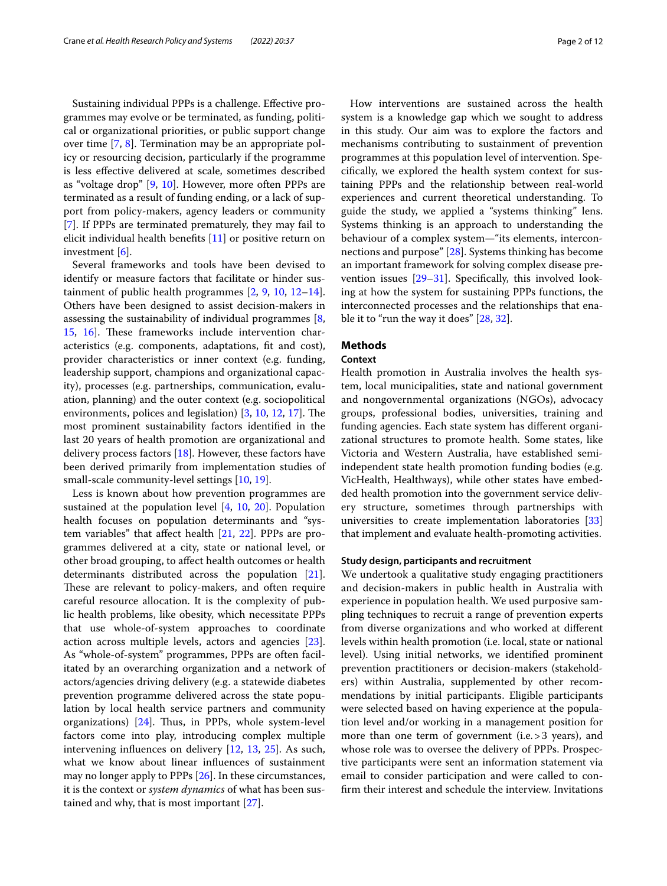Sustaining individual PPPs is a challenge. Effective programmes may evolve or be terminated, as funding, political or organizational priorities, or public support change over time [7, 8]. Termination may be an appropriate policy or resourcing decision, particularly if the programme is less effective delivered at scale, sometimes described as "voltage drop" [9, 10]. However, more often PPPs are terminated as a result of funding ending, or a lack of support from policy-makers, agency leaders or community [7]. If PPPs are terminated prematurely, they may fail to elicit individual health benefits [11] or positive return on investment [6].

Several frameworks and tools have been devised to identify or measure factors that facilitate or hinder sustainment of public health programmes [2, 9, 10, 12–14]. Others have been designed to assist decision-makers in assessing the sustainability of individual programmes [8, 15, 16]. These frameworks include intervention characteristics (e.g. components, adaptations, fit and cost), provider characteristics or inner context (e.g. funding, leadership support, champions and organizational capacity), processes (e.g. partnerships, communication, evaluation, planning) and the outer context (e.g. sociopolitical environments, polices and legislation) [3, 10, 12, 17]. The most prominent sustainability factors identified in the last 20 years of health promotion are organizational and delivery process factors [18]. However, these factors have been derived primarily from implementation studies of small-scale community-level settings [10, 19].

Less is known about how prevention programmes are sustained at the population level [4, 10, 20]. Population health focuses on population determinants and "system variables" that affect health [21, 22]. PPPs are programmes delivered at a city, state or national level, or other broad grouping, to affect health outcomes or health determinants distributed across the population [21]. These are relevant to policy-makers, and often require careful resource allocation. It is the complexity of public health problems, like obesity, which necessitate PPPs that use whole-of-system approaches to coordinate action across multiple levels, actors and agencies [23]. As "whole-of-system" programmes, PPPs are often facilitated by an overarching organization and a network of actors/agencies driving delivery (e.g. a statewide diabetes prevention programme delivered across the state population by local health service partners and community organizations) [24]. Thus, in PPPs, whole system-level factors come into play, introducing complex multiple intervening influences on delivery [12, 13, 25]. As such, what we know about linear influences of sustainment may no longer apply to PPPs [26]. In these circumstances, it is the context or *system dynamics* of what has been sustained and why, that is most important [27].

How interventions are sustained across the health system is a knowledge gap which we sought to address in this study. Our aim was to explore the factors and mechanisms contributing to sustainment of prevention programmes at this population level of intervention. Specifically, we explored the health system context for sustaining PPPs and the relationship between real-world experiences and current theoretical understanding. To guide the study, we applied a "systems thinking" lens. Systems thinking is an approach to understanding the behaviour of a complex system—"its elements, interconnections and purpose" [28]. Systems thinking has become an important framework for solving complex disease prevention issues [29–31]. Specifically, this involved looking at how the system for sustaining PPPs functions, the interconnected processes and the relationships that enable it to "run the way it does" [28, 32].

## Methods

### Context

Health promotion in Australia involves the health system, local municipalities, state and national government and nongovernmental organizations (NGOs), advocacy groups, professional bodies, universities, training and funding agencies. Each state system has different organizational structures to promote health. Some states, like Victoria and Western Australia, have established semi-independent state health promotion funding bodies (e.g. VicHealth, Healthways), while other states have embedded health promotion into the government service delivery structure, sometimes through partnerships with universities to create implementation laboratories [33] that implement and evaluate health-promoting activities.

#### Study design, participants and recruitment

We undertook a qualitative study engaging practitioners and decision-makers in public health in Australia with experience in population health. We used purposive sampling techniques to recruit a range of prevention experts from diverse organizations and who worked at different levels within health promotion (i.e. local, state or national level). Using initial networks, we identified prominent prevention practitioners or decision-makers (stakeholders) within Australia, supplemented by other recommendations by initial participants. Eligible participants were selected based on having experience at the population level and/or working in a management position for more than one term of government (i.e. > 3 years), and whose role was to oversee the delivery of PPPs. Prospective participants were sent an information statement via email to consider participation and were called to confirm their interest and schedule the interview. Invitations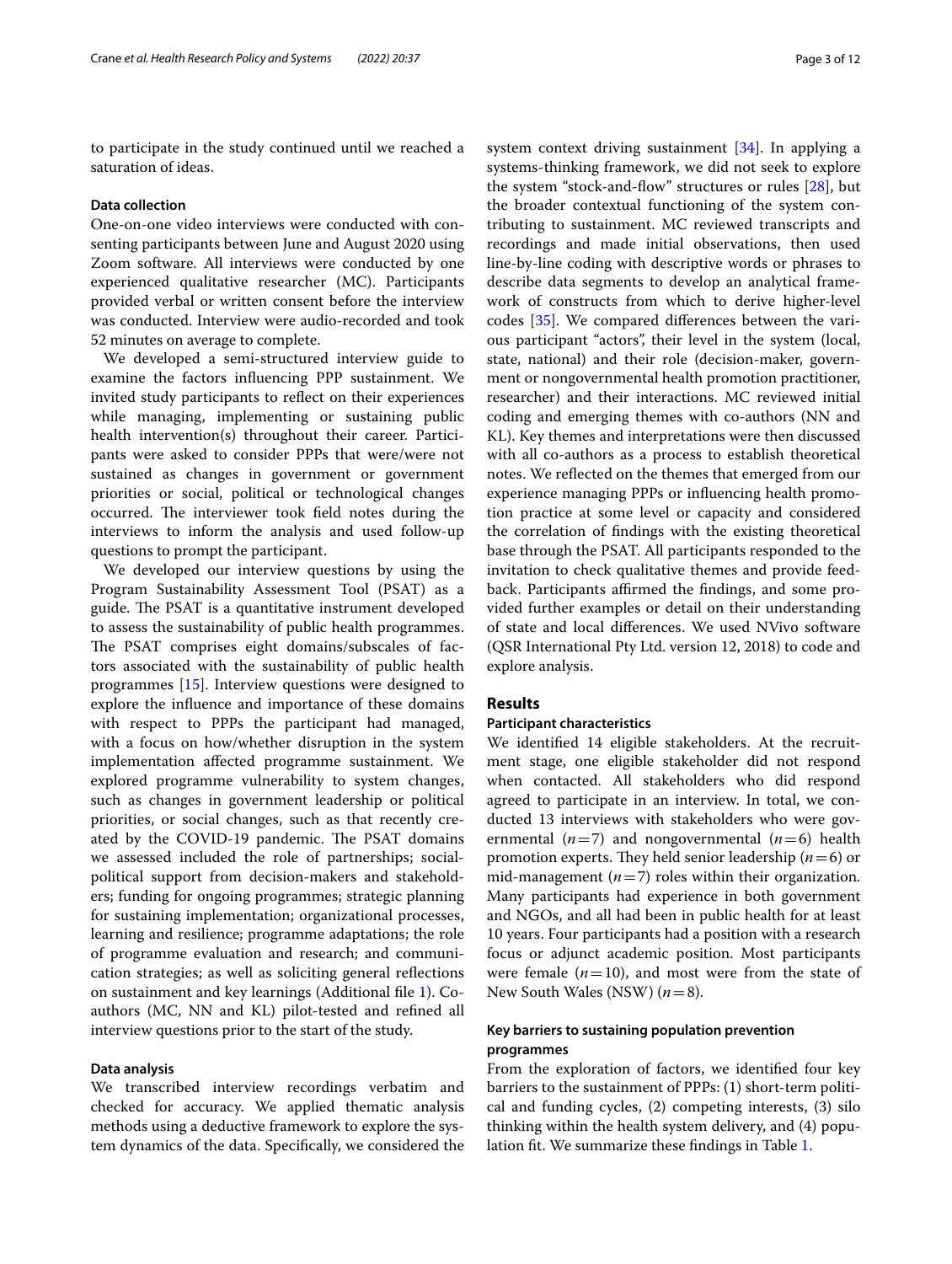to participate in the study continued until we reached a saturation of ideas.

### Data collection

One-on-one video interviews were conducted with consenting participants between June and August 2020 using Zoom software. All interviews were conducted by one experienced qualitative researcher (MC). Participants provided verbal or written consent before the interview was conducted. Interview were audio-recorded and took 52 minutes on average to complete.

We developed a semi-structured interview guide to examine the factors influencing PPP sustainment. We invited study participants to reflect on their experiences while managing, implementing or sustaining public health intervention(s) throughout their career. Participants were asked to consider PPPs that were/were not sustained as changes in government or government priorities or social, political or technological changes occurred. The interviewer took field notes during the interviews to inform the analysis and used follow-up questions to prompt the participant.

We developed our interview questions by using the Program Sustainability Assessment Tool (PSAT) as a guide. The PSAT is a quantitative instrument developed to assess the sustainability of public health programmes. The PSAT comprises eight domains/subscales of factors associated with the sustainability of public health programmes [15]. Interview questions were designed to explore the influence and importance of these domains with respect to PPPs the participant had managed, with a focus on how/whether disruption in the system implementation affected programme sustainment. We explored programme vulnerability to system changes, such as changes in government leadership or political priorities, or social changes, such as that recently created by the COVID-19 pandemic. The PSAT domains we assessed included the role of partnerships; social-political support from decision-makers and stakeholders; funding for ongoing programmes; strategic planning for sustaining implementation; organizational processes, learning and resilience; programme adaptations; the role of programme evaluation and research; and communication strategies; as well as soliciting general reflections on sustainment and key learnings (Additional file 1). Co-authors (MC, NN and KL) pilot-tested and refined all interview questions prior to the start of the study.

### Data analysis

We transcribed interview recordings verbatim and checked for accuracy. We applied thematic analysis methods using a deductive framework to explore the system dynamics of the data. Specifically, we considered the system context driving sustainment [34]. In applying a systems-thinking framework, we did not seek to explore the system "stock-and-flow" structures or rules [28], but the broader contextual functioning of the system contributing to sustainment. MC reviewed transcripts and recordings and made initial observations, then used line-by-line coding with descriptive words or phrases to describe data segments to develop an analytical framework of constructs from which to derive higher-level codes [35]. We compared differences between the various participant "actors", their level in the system (local, state, national) and their role (decision-maker, government or nongovernmental health promotion practitioner, researcher) and their interactions. MC reviewed initial coding and emerging themes with co-authors (NN and KL). Key themes and interpretations were then discussed with all co-authors as a process to establish theoretical notes. We reflected on the themes that emerged from our experience managing PPPs or influencing health promotion practice at some level or capacity and considered the correlation of findings with the existing theoretical base through the PSAT. All participants responded to the invitation to check qualitative themes and provide feedback. Participants affirmed the findings, and some provided further examples or detail on their understanding of state and local differences. We used NVivo software (QSR International Pty Ltd. version 12, 2018) to code and explore analysis.

## Results

### Participant characteristics

We identified 14 eligible stakeholders. At the recruitment stage, one eligible stakeholder did not respond when contacted. All stakeholders who did respond agreed to participate in an interview. In total, we conducted 13 interviews with stakeholders who were governmental ($n = 7$) and nongovernmental ($n = 6$) health promotion experts. They held senior leadership ($n = 6$) or mid-management ($n = 7$) roles within their organization. Many participants had experience in both government and NGOs, and all had been in public health for at least 10 years. Four participants had a position with a research focus or adjunct academic position. Most participants were female ($n = 10$), and most were from the state of New South Wales (NSW) ($n = 8$).

### Key barriers to sustaining population prevention programmes

From the exploration of factors, we identified four key barriers to the sustainment of PPPs: (1) short-term political and funding cycles, (2) competing interests, (3) silo thinking within the health system delivery, and (4) population fit. We summarize these findings in Table 1.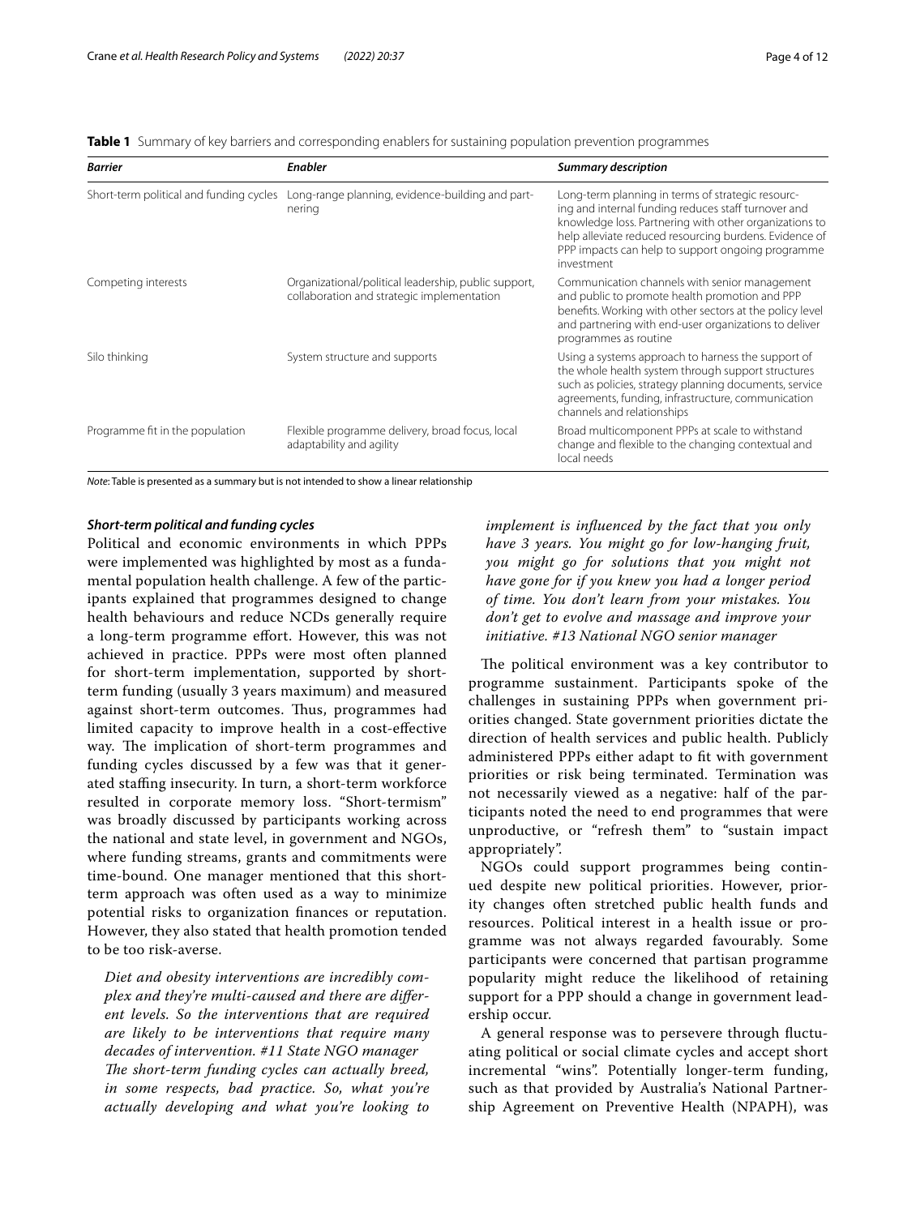**Table 1** Summary of key barriers and corresponding enablers for sustaining population prevention programmes

| *Barrier* | *Enabler* | *Summary description* |
|---|---|---|
| Short-term political and funding cycles | Long-range planning, evidence-building and partnering | Long-term planning in terms of strategic resourcing and internal funding reduces staff turnover and knowledge loss. Partnering with other organizations to help alleviate reduced resourcing burdens. Evidence of PPP impacts can help to support ongoing programme investment |
| Competing interests | Organizational/political leadership, public support, collaboration and strategic implementation | Communication channels with senior management and public to promote health promotion and PPP benefits. Working with other sectors at the policy level and partnering with end-user organizations to deliver programmes as routine |
| Silo thinking | System structure and supports | Using a systems approach to harness the support of the whole health system through support structures such as policies, strategy planning documents, service agreements, funding, infrastructure, communication channels and relationships |
| Programme fit in the population | Flexible programme delivery, broad focus, local adaptability and agility | Broad multicomponent PPPs at scale to withstand change and flexible to the changing contextual and local needs |

*Note*: Table is presented as a summary but is not intended to show a linear relationship

### *Short-term political and funding cycles*

Political and economic environments in which PPPs were implemented was highlighted by most as a fundamental population health challenge. A few of the participants explained that programmes designed to change health behaviours and reduce NCDs generally require a long-term programme effort. However, this was not achieved in practice. PPPs were most often planned for short-term implementation, supported by short-term funding (usually 3 years maximum) and measured against short-term outcomes. Thus, programmes had limited capacity to improve health in a cost-effective way. The implication of short-term programmes and funding cycles discussed by a few was that it generated staffing insecurity. In turn, a short-term workforce resulted in corporate memory loss. "Short-termism" was broadly discussed by participants working across the national and state level, in government and NGOs, where funding streams, grants and commitments were time-bound. One manager mentioned that this short-term approach was often used as a way to minimize potential risks to organization finances or reputation. However, they also stated that health promotion tended to be too risk-averse.

*Diet and obesity interventions are incredibly complex and they're multi-caused and there are different levels. So the interventions that are required are likely to be interventions that require many decades of intervention. #11 State NGO manager*

*The short-term funding cycles can actually breed, in some respects, bad practice. So, what you're actually developing and what you're looking to implement is influenced by the fact that you only have 3 years. You might go for low-hanging fruit, you might go for solutions that you might not have gone for if you knew you had a longer period of time. You don't learn from your mistakes. You don't get to evolve and massage and improve your initiative. #13 National NGO senior manager*

The political environment was a key contributor to programme sustainment. Participants spoke of the challenges in sustaining PPPs when government priorities changed. State government priorities dictate the direction of health services and public health. Publicly administered PPPs either adapt to fit with government priorities or risk being terminated. Termination was not necessarily viewed as a negative: half of the participants noted the need to end programmes that were unproductive, or "refresh them" to "sustain impact appropriately".

NGOs could support programmes being continued despite new political priorities. However, priority changes often stretched public health funds and resources. Political interest in a health issue or programme was not always regarded favourably. Some participants were concerned that partisan programme popularity might reduce the likelihood of retaining support for a PPP should a change in government leadership occur.

A general response was to persevere through fluctuating political or social climate cycles and accept short incremental "wins". Potentially longer-term funding, such as that provided by Australia's National Partnership Agreement on Preventive Health (NPAPH), was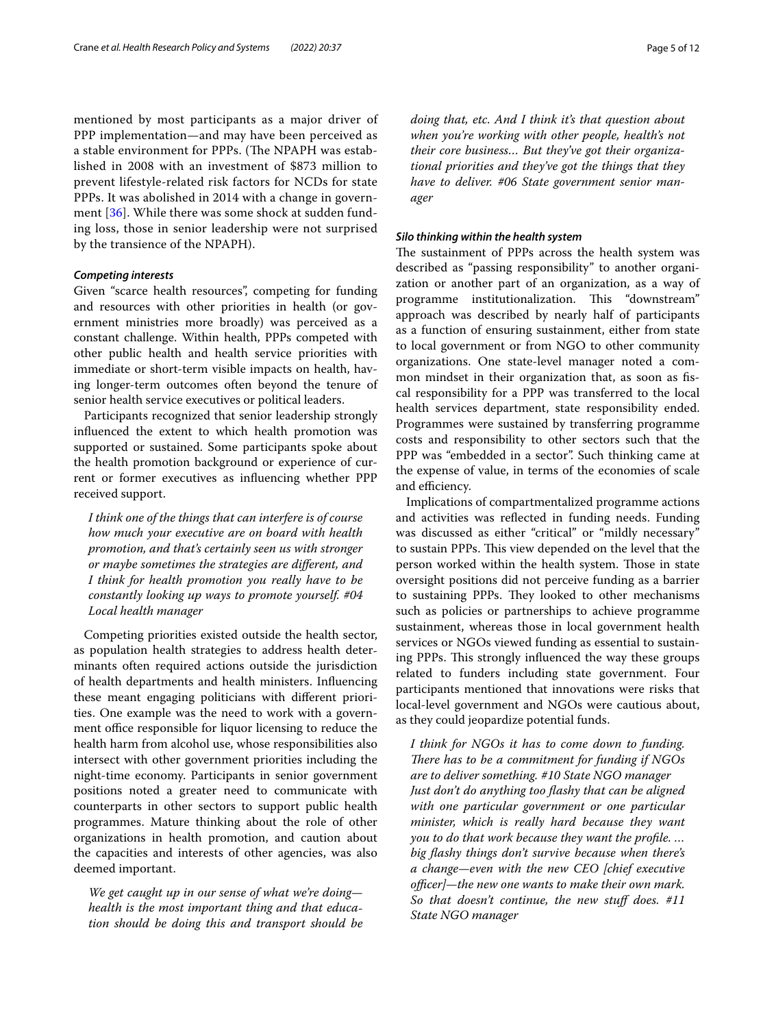mentioned by most participants as a major driver of PPP implementation—and may have been perceived as a stable environment for PPPs. (The NPAPH was established in 2008 with an investment of $873 million to prevent lifestyle-related risk factors for NCDs for state PPPs. It was abolished in 2014 with a change in government [36]. While there was some shock at sudden funding loss, those in senior leadership were not surprised by the transience of the NPAPH).

### *Competing interests*

Given "scarce health resources", competing for funding and resources with other priorities in health (or government ministries more broadly) was perceived as a constant challenge. Within health, PPPs competed with other public health and health service priorities with immediate or short-term visible impacts on health, having longer-term outcomes often beyond the tenure of senior health service executives or political leaders.

Participants recognized that senior leadership strongly influenced the extent to which health promotion was supported or sustained. Some participants spoke about the health promotion background or experience of current or former executives as influencing whether PPP received support.

> *I think one of the things that can interfere is of course how much your executive are on board with health promotion, and that's certainly seen us with stronger or maybe sometimes the strategies are different, and I think for health promotion you really have to be constantly looking up ways to promote yourself. #04 Local health manager*

Competing priorities existed outside the health sector, as population health strategies to address health determinants often required actions outside the jurisdiction of health departments and health ministers. Influencing these meant engaging politicians with different priorities. One example was the need to work with a government office responsible for liquor licensing to reduce the health harm from alcohol use, whose responsibilities also intersect with other government priorities including the night-time economy. Participants in senior government positions noted a greater need to communicate with counterparts in other sectors to support public health programmes. Mature thinking about the role of other organizations in health promotion, and caution about the capacities and interests of other agencies, was also deemed important.

> *We get caught up in our sense of what we're doing—health is the most important thing and that education should be doing this and transport should be doing that, etc. And I think it's that question about when you're working with other people, health's not their core business... But they've got their organizational priorities and they've got the things that they have to deliver. #06 State government senior manager*

### *Silo thinking within the health system*

The sustainment of PPPs across the health system was described as "passing responsibility" to another organization or another part of an organization, as a way of programme institutionalization. This "downstream" approach was described by nearly half of participants as a function of ensuring sustainment, either from state to local government or from NGO to other community organizations. One state-level manager noted a common mindset in their organization that, as soon as fiscal responsibility for a PPP was transferred to the local health services department, state responsibility ended. Programmes were sustained by transferring programme costs and responsibility to other sectors such that the PPP was "embedded in a sector". Such thinking came at the expense of value, in terms of the economies of scale and efficiency.

Implications of compartmentalized programme actions and activities was reflected in funding needs. Funding was discussed as either "critical" or "mildly necessary" to sustain PPPs. This view depended on the level that the person worked within the health system. Those in state oversight positions did not perceive funding as a barrier to sustaining PPPs. They looked to other mechanisms such as policies or partnerships to achieve programme sustainment, whereas those in local government health services or NGOs viewed funding as essential to sustaining PPPs. This strongly influenced the way these groups related to funders including state government. Four participants mentioned that innovations were risks that local-level government and NGOs were cautious about, as they could jeopardize potential funds.

> *I think for NGOs it has to come down to funding. There has to be a commitment for funding if NGOs are to deliver something. #10 State NGO manager*
> *Just don't do anything too flashy that can be aligned with one particular government or one particular minister, which is really hard because they want you to do that work because they want the profile. ... big flashy things don't survive because when there's a change—even with the new CEO [chief executive officer]—the new one wants to make their own mark. So that doesn't continue, the new stuff does. #11 State NGO manager*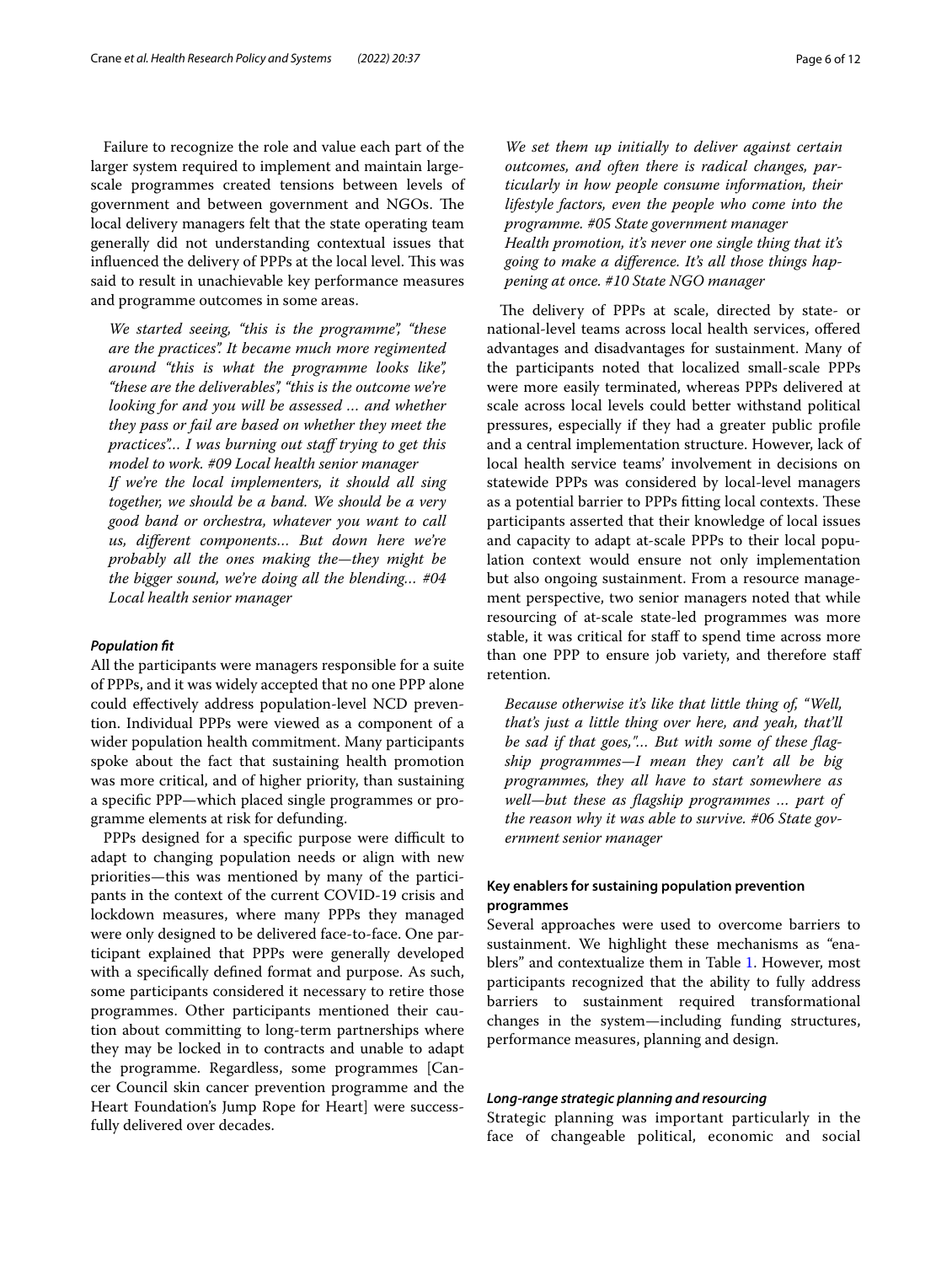Failure to recognize the role and value each part of the larger system required to implement and maintain large-scale programmes created tensions between levels of government and between government and NGOs. The local delivery managers felt that the state operating team generally did not understand contextual issues that influenced the delivery of PPPs at the local level. This was said to result in unachievable key performance measures and programme outcomes in some areas.

> *We started seeing, "this is the programme", "these are the practices". It became much more regimented around "this is what the programme looks like", "these are the deliverables", "this is the outcome we're looking for and you will be assessed … and whether they pass or fail are based on whether they meet the practices"… I was burning out staff trying to get this model to work. #09 Local health senior manager*
>
> *If we're the local implementers, it should all sing together, we should be a band. We should be a very good band or orchestra, whatever you want to call us, different components… But down here we're probably all the ones making the—they might be the bigger sound, we're doing all the blending… #04 Local health senior manager*

#### *Population fit*

All the participants were managers responsible for a suite of PPPs, and it was widely accepted that no one PPP alone could effectively address population-level NCD prevention. Individual PPPs were viewed as a component of a wider population health commitment. Many participants spoke about the fact that sustaining health promotion was more critical, and of higher priority, than sustaining a specific PPP—which placed single programmes or programme elements at risk for defunding.

PPPs designed for a specific purpose were difficult to adapt to changing population needs or align with new priorities—this was mentioned by many of the participants in the context of the current COVID-19 crisis and lockdown measures, where many PPPs they managed were only designed to be delivered face-to-face. One participant explained that PPPs were generally developed with a specifically defined format and purpose. As such, some participants considered it necessary to retire those programmes. Other participants mentioned their caution about committing to long-term partnerships where they may be locked in to contracts and unable to adapt the programme. Regardless, some programmes [Cancer Council skin cancer prevention programme and the Heart Foundation's Jump Rope for Heart] were successfully delivered over decades.

> *We set them up initially to deliver against certain outcomes, and often there is radical changes, particularly in how people consume information, their lifestyle factors, even the people who come into the programme. #05 State government manager*
>
> *Health promotion, it's never one single thing that it's going to make a difference. It's all those things happening at once. #10 State NGO manager*

The delivery of PPPs at scale, directed by state- or national-level teams across local health services, offered advantages and disadvantages for sustainment. Many of the participants noted that localized small-scale PPPs were more easily terminated, whereas PPPs delivered at scale across local levels could better withstand political pressures, especially if they had a greater public profile and a central implementation structure. However, lack of local health service teams' involvement in decisions on statewide PPPs was considered by local-level managers as a potential barrier to PPPs fitting local contexts. These participants asserted that their knowledge of local issues and capacity to adapt at-scale PPPs to their local population context would ensure not only implementation but also ongoing sustainment. From a resource management perspective, two senior managers noted that while resourcing of at-scale state-led programmes was more stable, it was critical for staff to spend time across more than one PPP to ensure job variety, and therefore staff retention.

> *Because otherwise it's like that little thing of, "Well, that's just a little thing over here, and yeah, that'll be sad if that goes,"… But with some of these flagship programmes—I mean they can't all be big programmes, they all have to start somewhere as well—but these as flagship programmes … part of the reason why it was able to survive. #06 State government senior manager*

### Key enablers for sustaining population prevention programmes

Several approaches were used to overcome barriers to sustainment. We highlight these mechanisms as "enablers" and contextualize them in Table 1. However, most participants recognized that the ability to fully address barriers to sustainment required transformational changes in the system—including funding structures, performance measures, planning and design.

#### *Long-range strategic planning and resourcing*

Strategic planning was important particularly in the face of changeable political, economic and social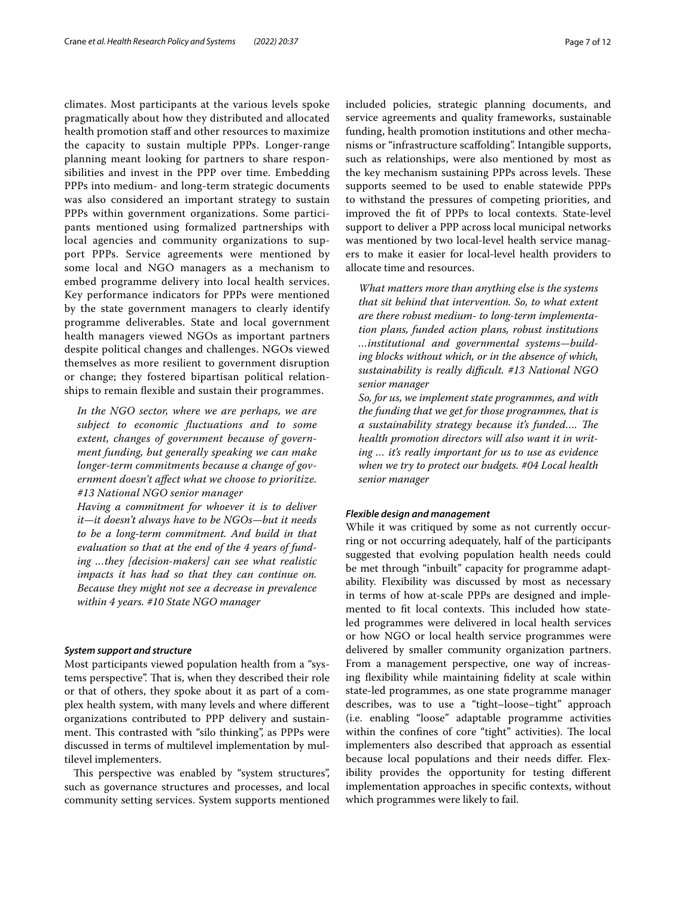climates. Most participants at the various levels spoke pragmatically about how they distributed and allocated health promotion staff and other resources to maximize the capacity to sustain multiple PPPs. Longer-range planning meant looking for partners to share responsibilities and invest in the PPP over time. Embedding PPPs into medium- and long-term strategic documents was also considered an important strategy to sustain PPPs within government organizations. Some participants mentioned using formalized partnerships with local agencies and community organizations to support PPPs. Service agreements were mentioned by some local and NGO managers as a mechanism to embed programme delivery into local health services. Key performance indicators for PPPs were mentioned by the state government managers to clearly identify programme deliverables. State and local government health managers viewed NGOs as important partners despite political changes and challenges. NGOs viewed themselves as more resilient to government disruption or change; they fostered bipartisan political relationships to remain flexible and sustain their programmes.

> *In the NGO sector, where we are perhaps, we are subject to economic fluctuations and to some extent, changes of government because of government funding, but generally speaking we can make longer-term commitments because a change of government doesn't affect what we choose to prioritize. #13 National NGO senior manager*
>
> *Having a commitment for whoever it is to deliver it—it doesn't always have to be NGOs—but it needs to be a long-term commitment. And build in that evaluation so that at the end of the 4 years of funding …they [decision-makers] can see what realistic impacts it has had so that they can continue on. Because they might not see a decrease in prevalence within 4 years. #10 State NGO manager*

#### *System support and structure*

Most participants viewed population health from a "systems perspective". That is, when they described their role or that of others, they spoke about it as part of a complex health system, with many levels and where different organizations contributed to PPP delivery and sustainment. This contrasted with "silo thinking", as PPPs were discussed in terms of multilevel implementation by multilevel implementers.

This perspective was enabled by "system structures", such as governance structures and processes, and local community setting services. System supports mentioned included policies, strategic planning documents, and service agreements and quality frameworks, sustainable funding, health promotion institutions and other mechanisms or "infrastructure scaffolding". Intangible supports, such as relationships, were also mentioned by most as the key mechanism sustaining PPPs across levels. These supports seemed to be used to enable statewide PPPs to withstand the pressures of competing priorities, and improved the fit of PPPs to local contexts. State-level support to deliver a PPP across local municipal networks was mentioned by two local-level health service managers to make it easier for local-level health providers to allocate time and resources.

> *What matters more than anything else is the systems that sit behind that intervention. So, to what extent are there robust medium- to long-term implementation plans, funded action plans, robust institutions …institutional and governmental systems—building blocks without which, or in the absence of which, sustainability is really difficult. #13 National NGO senior manager*
>
> *So, for us, we implement state programmes, and with the funding that we get for those programmes, that is a sustainability strategy because it's funded…. The health promotion directors will also want it in writing … it's really important for us to use as evidence when we try to protect our budgets. #04 Local health senior manager*

#### *Flexible design and management*

While it was critiqued by some as not currently occurring or not occurring adequately, half of the participants suggested that evolving population health needs could be met through "inbuilt" capacity for programme adaptability. Flexibility was discussed by most as necessary in terms of how at-scale PPPs are designed and implemented to fit local contexts. This included how state-led programmes were delivered in local health services or how NGO or local health service programmes were delivered by smaller community organization partners. From a management perspective, one way of increasing flexibility while maintaining fidelity at scale within state-led programmes, as one state programme manager describes, was to use a "tight–loose–tight" approach (i.e. enabling "loose" adaptable programme activities within the confines of core "tight" activities). The local implementers also described that approach as essential because local populations and their needs differ. Flexibility provides the opportunity for testing different implementation approaches in specific contexts, without which programmes were likely to fail.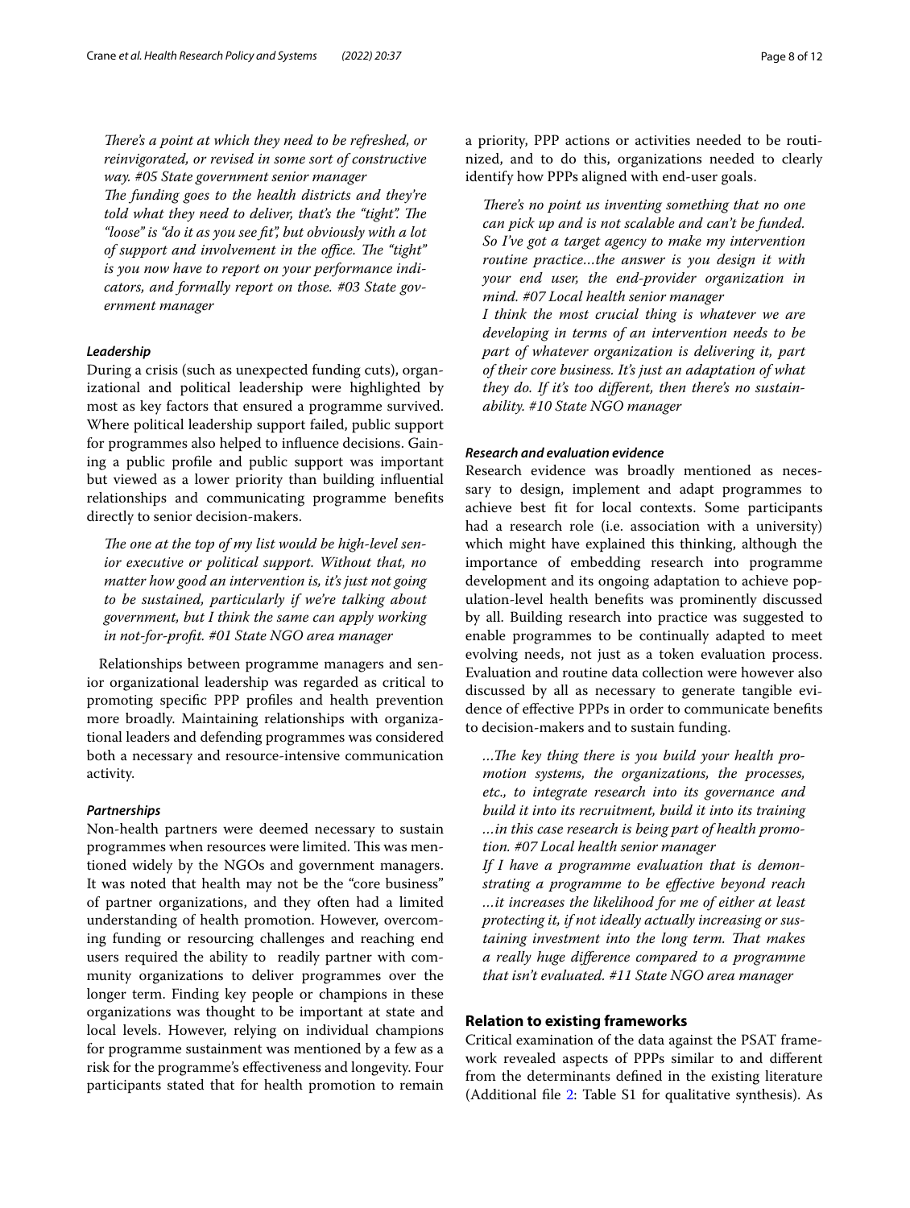*There's a point at which they need to be refreshed, or reinvigorated, or revised in some sort of constructive way. #05 State government senior manager*

*The funding goes to the health districts and they're told what they need to deliver, that's the "tight". The "loose" is "do it as you see fit", but obviously with a lot of support and involvement in the office. The "tight" is you now have to report on your performance indicators, and formally report on those. #03 State government manager*

#### Leadership

During a crisis (such as unexpected funding cuts), organizational and political leadership were highlighted by most as key factors that ensured a programme survived. Where political leadership support failed, public support for programmes also helped to influence decisions. Gaining a public profile and public support was important but viewed as a lower priority than building influential relationships and communicating programme benefits directly to senior decision-makers.

*The one at the top of my list would be high-level senior executive or political support. Without that, no matter how good an intervention is, it's just not going to be sustained, particularly if we're talking about government, but I think the same can apply working in not-for-profit. #01 State NGO area manager*

Relationships between programme managers and senior organizational leadership was regarded as critical to promoting specific PPP profiles and health prevention more broadly. Maintaining relationships with organizational leaders and defending programmes was considered both a necessary and resource-intensive communication activity.

#### Partnerships

Non-health partners were deemed necessary to sustain programmes when resources were limited. This was mentioned widely by the NGOs and government managers. It was noted that health may not be the "core business" of partner organizations, and they often had a limited understanding of health promotion. However, overcoming funding or resourcing challenges and reaching end users required the ability to readily partner with community organizations to deliver programmes over the longer term. Finding key people or champions in these organizations was thought to be important at state and local levels. However, relying on individual champions for programme sustainment was mentioned by a few as a risk for the programme's effectiveness and longevity. Four participants stated that for health promotion to remain a priority, PPP actions or activities needed to be routinized, and to do this, organizations needed to clearly identify how PPPs aligned with end-user goals.

*There's no point us inventing something that no one can pick up and is not scalable and can't be funded. So I've got a target agency to make my intervention routine practice…the answer is you design it with your end user, the end-provider organization in mind. #07 Local health senior manager*

*I think the most crucial thing is whatever we are developing in terms of an intervention needs to be part of whatever organization is delivering it, part of their core business. It's just an adaptation of what they do. If it's too different, then there's no sustainability. #10 State NGO manager*

#### Research and evaluation evidence

Research evidence was broadly mentioned as necessary to design, implement and adapt programmes to achieve best fit for local contexts. Some participants had a research role (i.e. association with a university) which might have explained this thinking, although the importance of embedding research into programme development and its ongoing adaptation to achieve population-level health benefits was prominently discussed by all. Building research into practice was suggested to enable programmes to be continually adapted to meet evolving needs, not just as a token evaluation process. Evaluation and routine data collection were however also discussed by all as necessary to generate tangible evidence of effective PPPs in order to communicate benefits to decision-makers and to sustain funding.

*…The key thing there is you build your health promotion systems, the organizations, the processes, etc., to integrate research into its governance and build it into its recruitment, build it into its training …in this case research is being part of health promotion. #07 Local health senior manager*

*If I have a programme evaluation that is demonstrating a programme to be effective beyond reach …it increases the likelihood for me of either at least protecting it, if not ideally actually increasing or sustaining investment into the long term. That makes a really huge difference compared to a programme that isn't evaluated. #11 State NGO area manager*

### Relation to existing frameworks

Critical examination of the data against the PSAT framework revealed aspects of PPPs similar to and different from the determinants defined in the existing literature (Additional file 2: Table S1 for qualitative synthesis). As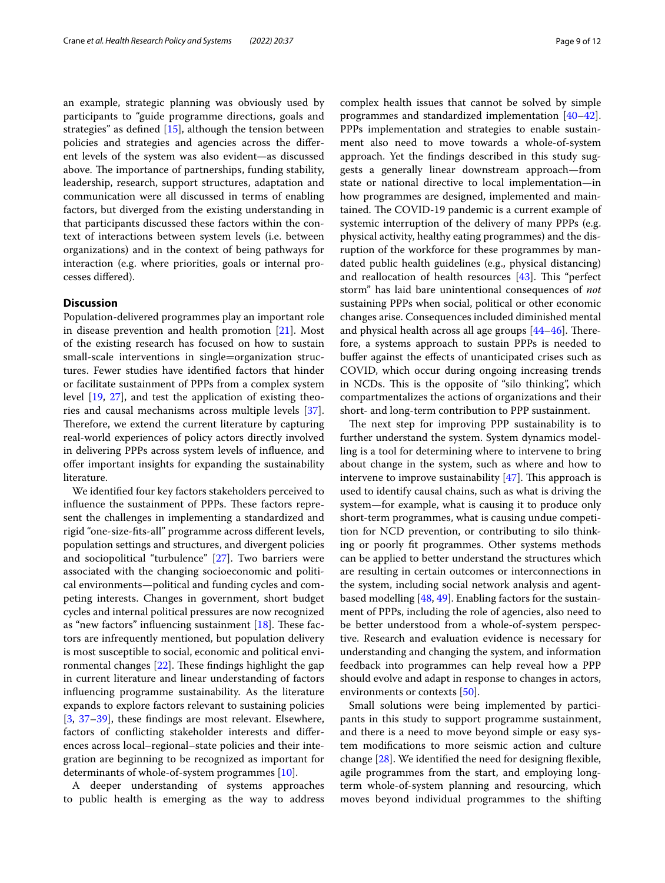an example, strategic planning was obviously used by participants to "guide programme directions, goals and strategies" as defined [15], although the tension between policies and strategies and agencies across the different levels of the system was also evident—as discussed above. The importance of partnerships, funding stability, leadership, research, support structures, adaptation and communication were all discussed in terms of enabling factors, but diverged from the existing understanding in that participants discussed these factors within the context of interactions between system levels (i.e. between organizations) and in the context of being pathways for interaction (e.g. where priorities, goals or internal processes differed).

## Discussion

Population-delivered programmes play an important role in disease prevention and health promotion [21]. Most of the existing research has focused on how to sustain small-scale interventions in single=organization structures. Fewer studies have identified factors that hinder or facilitate sustainment of PPPs from a complex system level [19, 27], and test the application of existing theories and causal mechanisms across multiple levels [37]. Therefore, we extend the current literature by capturing real-world experiences of policy actors directly involved in delivering PPPs across system levels of influence, and offer important insights for expanding the sustainability literature.

We identified four key factors stakeholders perceived to influence the sustainment of PPPs. These factors represent the challenges in implementing a standardized and rigid "one-size-fits-all" programme across different levels, population settings and structures, and divergent policies and sociopolitical "turbulence" [27]. Two barriers were associated with the changing socioeconomic and political environments—political and funding cycles and competing interests. Changes in government, short budget cycles and internal political pressures are now recognized as "new factors" influencing sustainment [18]. These factors are infrequently mentioned, but population delivery is most susceptible to social, economic and political environmental changes [22]. These findings highlight the gap in current literature and linear understanding of factors influencing programme sustainability. As the literature expands to explore factors relevant to sustaining policies [3, 37–39], these findings are most relevant. Elsewhere, factors of conflicting stakeholder interests and differences across local–regional–state policies and their integration are beginning to be recognized as important for determinants of whole-of-system programmes [10].

A deeper understanding of systems approaches to public health is emerging as the way to address complex health issues that cannot be solved by simple programmes and standardized implementation [40–42]. PPPs implementation and strategies to enable sustainment also need to move towards a whole-of-system approach. Yet the findings described in this study suggests a generally linear downstream approach—from state or national directive to local implementation—in how programmes are designed, implemented and maintained. The COVID-19 pandemic is a current example of systemic interruption of the delivery of many PPPs (e.g. physical activity, healthy eating programmes) and the disruption of the workforce for these programmes by mandated public health guidelines (e.g., physical distancing) and reallocation of health resources [43]. This "perfect storm" has laid bare unintentional consequences of *not* sustaining PPPs when social, political or other economic changes arise. Consequences included diminished mental and physical health across all age groups [44–46]. Therefore, a systems approach to sustain PPPs is needed to buffer against the effects of unanticipated crises such as COVID, which occur during ongoing increasing trends in NCDs. This is the opposite of "silo thinking", which compartmentalizes the actions of organizations and their short- and long-term contribution to PPP sustainment.

The next step for improving PPP sustainability is to further understand the system. System dynamics modelling is a tool for determining where to intervene to bring about change in the system, such as where and how to intervene to improve sustainability [47]. This approach is used to identify causal chains, such as what is driving the system—for example, what is causing it to produce only short-term programmes, what is causing undue competition for NCD prevention, or contributing to silo thinking or poorly fit programmes. Other systems methods can be applied to better understand the structures which are resulting in certain outcomes or interconnections in the system, including social network analysis and agent-based modelling [48, 49]. Enabling factors for the sustainment of PPPs, including the role of agencies, also need to be better understood from a whole-of-system perspective. Research and evaluation evidence is necessary for understanding and changing the system, and information feedback into programmes can help reveal how a PPP should evolve and adapt in response to changes in actors, environments or contexts [50].

Small solutions were being implemented by participants in this study to support programme sustainment, and there is a need to move beyond simple or easy system modifications to more seismic action and culture change [28]. We identified the need for designing flexible, agile programmes from the start, and employing long-term whole-of-system planning and resourcing, which moves beyond individual programmes to the shifting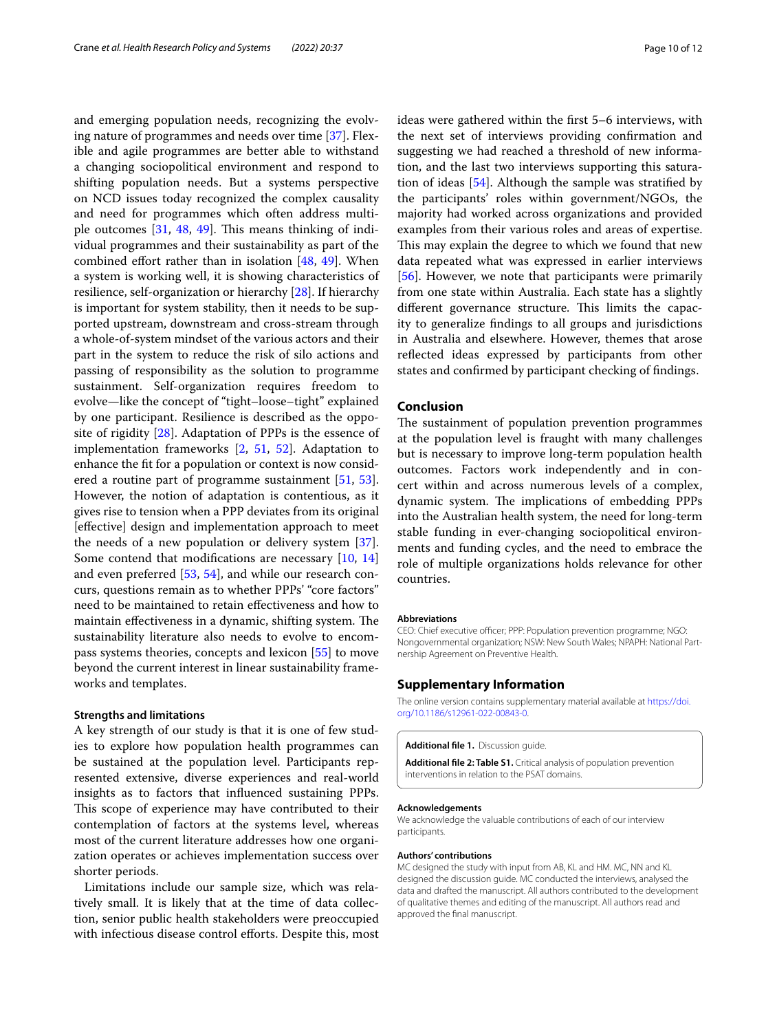and emerging population needs, recognizing the evolving nature of programmes and needs over time [37]. Flexible and agile programmes are better able to withstand a changing sociopolitical environment and respond to shifting population needs. But a systems perspective on NCD issues today recognized the complex causality and need for programmes which often address multiple outcomes [31, 48, 49]. This means thinking of individual programmes and their sustainability as part of the combined effort rather than in isolation [48, 49]. When a system is working well, it is showing characteristics of resilience, self-organization or hierarchy [28]. If hierarchy is important for system stability, then it needs to be supported upstream, downstream and cross-stream through a whole-of-system mindset of the various actors and their part in the system to reduce the risk of silo actions and passing of responsibility as the solution to programme sustainment. Self-organization requires freedom to evolve—like the concept of "tight–loose–tight" explained by one participant. Resilience is described as the opposite of rigidity [28]. Adaptation of PPPs is the essence of implementation frameworks [2, 51, 52]. Adaptation to enhance the fit for a population or context is now considered a routine part of programme sustainment [51, 53]. However, the notion of adaptation is contentious, as it gives rise to tension when a PPP deviates from its original [effective] design and implementation approach to meet the needs of a new population or delivery system [37]. Some contend that modifications are necessary [10, 14] and even preferred [53, 54], and while our research concurs, questions remain as to whether PPPs' "core factors" need to be maintained to retain effectiveness and how to maintain effectiveness in a dynamic, shifting system. The sustainability literature also needs to evolve to encompass systems theories, concepts and lexicon [55] to move beyond the current interest in linear sustainability frameworks and templates.

### Strengths and limitations

A key strength of our study is that it is one of few studies to explore how population health programmes can be sustained at the population level. Participants represented extensive, diverse experiences and real-world insights as to factors that influenced sustaining PPPs. This scope of experience may have contributed to their contemplation of factors at the systems level, whereas most of the current literature addresses how one organization operates or achieves implementation success over shorter periods.

Limitations include our sample size, which was relatively small. It is likely that at the time of data collection, senior public health stakeholders were preoccupied with infectious disease control efforts. Despite this, most ideas were gathered within the first 5–6 interviews, with the next set of interviews providing confirmation and suggesting we had reached a threshold of new information, and the last two interviews supporting this saturation of ideas [54]. Although the sample was stratified by the participants' roles within government/NGOs, the majority had worked across organizations and provided examples from their various roles and areas of expertise. This may explain the degree to which we found that new data repeated what was expressed in earlier interviews [56]. However, we note that participants were primarily from one state within Australia. Each state has a slightly different governance structure. This limits the capacity to generalize findings to all groups and jurisdictions in Australia and elsewhere. However, themes that arose reflected ideas expressed by participants from other states and confirmed by participant checking of findings.

## Conclusion

The sustainment of population prevention programmes at the population level is fraught with many challenges but is necessary to improve long-term population health outcomes. Factors work independently and in concert within and across numerous levels of a complex, dynamic system. The implications of embedding PPPs into the Australian health system, the need for long-term stable funding in ever-changing sociopolitical environments and funding cycles, and the need to embrace the role of multiple organizations holds relevance for other countries.

### Abbreviations

CEO: Chief executive officer; PPP: Population prevention programme; NGO: Nongovernmental organization; NSW: New South Wales; NPAPH: National Partnership Agreement on Preventive Health.

## Supplementary Information

The online version contains supplementary material available at https://doi.org/10.1186/s12961-022-00843-0.

**Additional file 1.** Discussion guide.

**Additional file 2: Table S1.** Critical analysis of population prevention interventions in relation to the PSAT domains.

### Acknowledgements

We acknowledge the valuable contributions of each of our interview participants.

### Authors' contributions

MC designed the study with input from AB, KL and HM. MC, NN and KL designed the discussion guide. MC conducted the interviews, analysed the data and drafted the manuscript. All authors contributed to the development of qualitative themes and editing of the manuscript. All authors read and approved the final manuscript.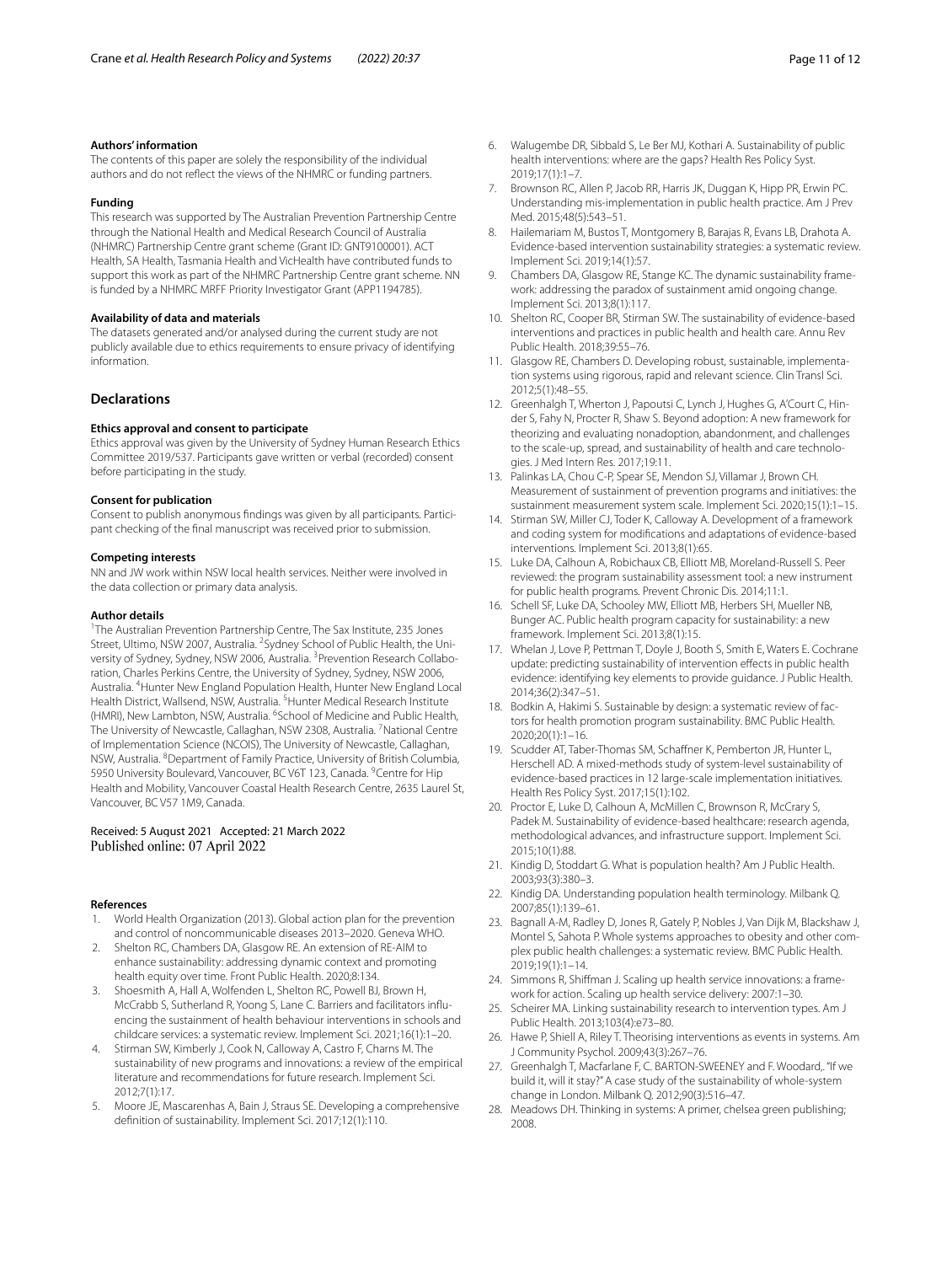#### Authors' information

The contents of this paper are solely the responsibility of the individual authors and do not reflect the views of the NHMRC or funding partners.

#### Funding

This research was supported by The Australian Prevention Partnership Centre through the National Health and Medical Research Council of Australia (NHMRC) Partnership Centre grant scheme (Grant ID: GNT9100001). ACT Health, SA Health, Tasmania Health and VicHealth have contributed funds to support this work as part of the NHMRC Partnership Centre grant scheme. NN is funded by a NHMRC MRFF Priority Investigator Grant (APP1194785).

#### Availability of data and materials

The datasets generated and/or analysed during the current study are not publicly available due to ethics requirements to ensure privacy of identifying information.

## Declarations

#### Ethics approval and consent to participate

Ethics approval was given by the University of Sydney Human Research Ethics Committee 2019/537. Participants gave written or verbal (recorded) consent before participating in the study.

#### Consent for publication

Consent to publish anonymous findings was given by all participants. Participant checking of the final manuscript was received prior to submission.

#### Competing interests

NN and JW work within NSW local health services. Neither were involved in the data collection or primary data analysis.

#### Author details

[1]The Australian Prevention Partnership Centre, The Sax Institute, 235 Jones Street, Ultimo, NSW 2007, Australia. [2]Sydney School of Public Health, the University of Sydney, Sydney, NSW 2006, Australia. [3]Prevention Research Collaboration, Charles Perkins Centre, the University of Sydney, Sydney, NSW 2006, Australia. [4]Hunter New England Population Health, Hunter New England Local Health District, Wallsend, NSW, Australia. [5]Hunter Medical Research Institute (HMRI), New Lambton, NSW, Australia. [6]School of Medicine and Public Health, The University of Newcastle, Callaghan, NSW 2308, Australia. [7]National Centre of Implementation Science (NCOIS), The University of Newcastle, Callaghan, NSW, Australia. [8]Department of Family Practice, University of British Columbia, 5950 University Boulevard, Vancouver, BC V6T 123, Canada. [9]Centre for Hip Health and Mobility, Vancouver Coastal Health Research Centre, 2635 Laurel St, Vancouver, BC V57 1M9, Canada.

Received: 5 August 2021 Accepted: 21 March 2022
Published online: 07 April 2022

#### References

1. World Health Organization (2013). Global action plan for the prevention and control of noncommunicable diseases 2013–2020. Geneva WHO.
2. Shelton RC, Chambers DA, Glasgow RE. An extension of RE-AIM to enhance sustainability: addressing dynamic context and promoting health equity over time. Front Public Health. 2020;8:134.
3. Shoesmith A, Hall A, Wolfenden L, Shelton RC, Powell BJ, Brown H, McCrabb S, Sutherland R, Yoong S, Lane C. Barriers and facilitators influencing the sustainment of health behaviour interventions in schools and childcare services: a systematic review. Implement Sci. 2021;16(1):1–20.
4. Stirman SW, Kimberly J, Cook N, Calloway A, Castro F, Charns M. The sustainability of new programs and innovations: a review of the empirical literature and recommendations for future research. Implement Sci. 2012;7(1):17.
5. Moore JE, Mascarenhas A, Bain J, Straus SE. Developing a comprehensive definition of sustainability. Implement Sci. 2017;12(1):110.
6. Walugembe DR, Sibbald S, Le Ber MJ, Kothari A. Sustainability of public health interventions: where are the gaps? Health Res Policy Syst. 2019;17(1):1–7.
7. Brownson RC, Allen P, Jacob RR, Harris JK, Duggan K, Hipp PR, Erwin PC. Understanding mis-implementation in public health practice. Am J Prev Med. 2015;48(5):543–51.
8. Hailemariam M, Bustos T, Montgomery B, Barajas R, Evans LB, Drahota A. Evidence-based intervention sustainability strategies: a systematic review. Implement Sci. 2019;14(1):57.
9. Chambers DA, Glasgow RE, Stange KC. The dynamic sustainability framework: addressing the paradox of sustainment amid ongoing change. Implement Sci. 2013;8(1):117.
10. Shelton RC, Cooper BR, Stirman SW. The sustainability of evidence-based interventions and practices in public health and health care. Annu Rev Public Health. 2018;39:55–76.
11. Glasgow RE, Chambers D. Developing robust, sustainable, implementation systems using rigorous, rapid and relevant science. Clin Transl Sci. 2012;5(1):48–55.
12. Greenhalgh T, Wherton J, Papoutsi C, Lynch J, Hughes G, A'Court C, Hinder S, Fahy N, Procter R, Shaw S. Beyond adoption: A new framework for theorizing and evaluating nonadoption, abandonment, and challenges to the scale-up, spread, and sustainability of health and care technologies. J Med Intern Res. 2017;19:11.
13. Palinkas LA, Chou C-P, Spear SE, Mendon SJ, Villamar J, Brown CH. Measurement of sustainment of prevention programs and initiatives: the sustainment measurement system scale. Implement Sci. 2020;15(1):1–15.
14. Stirman SW, Miller CJ, Toder K, Calloway A. Development of a framework and coding system for modifications and adaptations of evidence-based interventions. Implement Sci. 2013;8(1):65.
15. Luke DA, Calhoun A, Robichaux CB, Elliott MB, Moreland-Russell S. Peer reviewed: the program sustainability assessment tool: a new instrument for public health programs. Prevent Chronic Dis. 2014;11:1.
16. Schell SF, Luke DA, Schooley MW, Elliott MB, Herbers SH, Mueller NB, Bunger AC. Public health program capacity for sustainability: a new framework. Implement Sci. 2013;8(1):15.
17. Whelan J, Love P, Pettman T, Doyle J, Booth S, Smith E, Waters E. Cochrane update: predicting sustainability of intervention effects in public health evidence: identifying key elements to provide guidance. J Public Health. 2014;36(2):347–51.
18. Bodkin A, Hakimi S. Sustainable by design: a systematic review of factors for health promotion program sustainability. BMC Public Health. 2020;20(1):1–16.
19. Scudder AT, Taber-Thomas SM, Schaffner K, Pemberton JR, Hunter L, Herschell AD. A mixed-methods study of system-level sustainability of evidence-based practices in 12 large-scale implementation initiatives. Health Res Policy Syst. 2017;15(1):102.
20. Proctor E, Luke D, Calhoun A, McMillen C, Brownson R, McCrary S, Padek M. Sustainability of evidence-based healthcare: research agenda, methodological advances, and infrastructure support. Implement Sci. 2015;10(1):88.
21. Kindig D, Stoddart G. What is population health? Am J Public Health. 2003;93(3):380–3.
22. Kindig DA. Understanding population health terminology. Milbank Q. 2007;85(1):139–61.
23. Bagnall A-M, Radley D, Jones R, Gately P, Nobles J, Van Dijk M, Blackshaw J, Montel S, Sahota P. Whole systems approaches to obesity and other complex public health challenges: a systematic review. BMC Public Health. 2019;19(1):1–14.
24. Simmons R, Shiffman J. Scaling up health service innovations: a framework for action. Scaling up health service delivery: 2007:1–30.
25. Scheirer MA. Linking sustainability research to intervention types. Am J Public Health. 2013;103(4):e73–80.
26. Hawe P, Shiell A, Riley T. Theorising interventions as events in systems. Am J Community Psychol. 2009;43(3):267–76.
27. Greenhalgh T, Macfarlane F, C. BARTON-SWEENEY and F. Woodard,. "If we build it, will it stay?" A case study of the sustainability of whole-system change in London. Milbank Q. 2012;90(3):516–47.
28. Meadows DH. Thinking in systems: A primer, chelsea green publishing; 2008.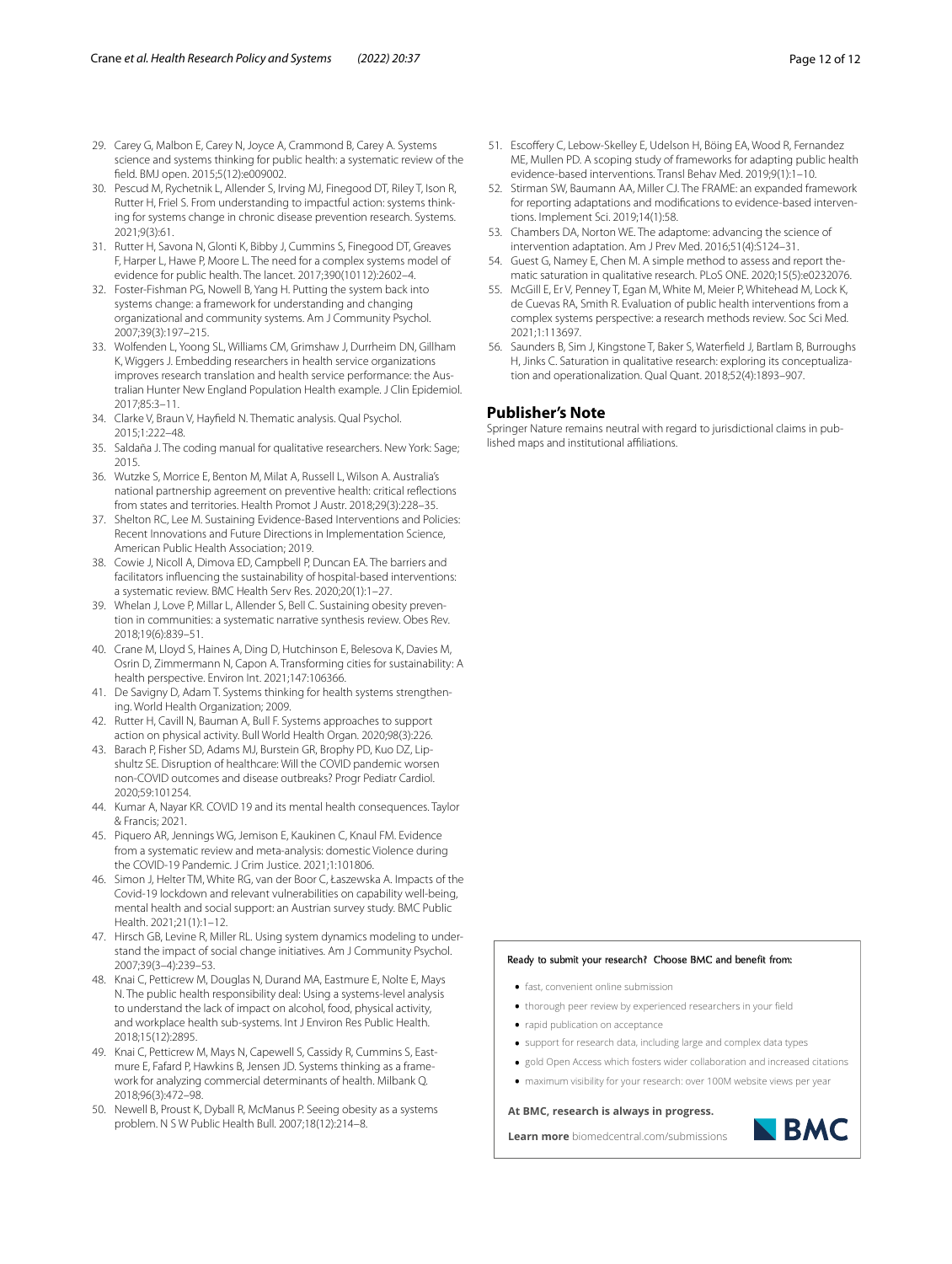29. Carey G, Malbon E, Carey N, Joyce A, Crammond B, Carey A. Systems science and systems thinking for public health: a systematic review of the field. BMJ open. 2015;5(12):e009002.
30. Pescud M, Rychetnik L, Allender S, Irving MJ, Finegood DT, Riley T, Ison R, Rutter H, Friel S. From understanding to impactful action: systems thinking for systems change in chronic disease prevention research. Systems. 2021;9(3):61.
31. Rutter H, Savona N, Glonti K, Bibby J, Cummins S, Finegood DT, Greaves F, Harper L, Hawe P, Moore L. The need for a complex systems model of evidence for public health. The lancet. 2017;390(10112):2602–4.
32. Foster-Fishman PG, Nowell B, Yang H. Putting the system back into systems change: a framework for understanding and changing organizational and community systems. Am J Community Psychol. 2007;39(3):197–215.
33. Wolfenden L, Yoong SL, Williams CM, Grimshaw J, Durrheim DN, Gillham K, Wiggers J. Embedding researchers in health service organizations improves research translation and health service performance: the Australian Hunter New England Population Health example. J Clin Epidemiol. 2017;85:3–11.
34. Clarke V, Braun V, Hayfield N. Thematic analysis. Qual Psychol. 2015;1:222–48.
35. Saldaña J. The coding manual for qualitative researchers. New York: Sage; 2015.
36. Wutzke S, Morrice E, Benton M, Milat A, Russell L, Wilson A. Australia's national partnership agreement on preventive health: critical reflections from states and territories. Health Promot J Austr. 2018;29(3):228–35.
37. Shelton RC, Lee M. Sustaining Evidence-Based Interventions and Policies: Recent Innovations and Future Directions in Implementation Science, American Public Health Association; 2019.
38. Cowie J, Nicoll A, Dimova ED, Campbell P, Duncan EA. The barriers and facilitators influencing the sustainability of hospital-based interventions: a systematic review. BMC Health Serv Res. 2020;20(1):1–27.
39. Whelan J, Love P, Millar L, Allender S, Bell C. Sustaining obesity prevention in communities: a systematic narrative synthesis review. Obes Rev. 2018;19(6):839–51.
40. Crane M, Lloyd S, Haines A, Ding D, Hutchinson E, Belesova K, Davies M, Osrin D, Zimmermann N, Capon A. Transforming cities for sustainability: A health perspective. Environ Int. 2021;147:106366.
41. De Savigny D, Adam T. Systems thinking for health systems strengthening. World Health Organization; 2009.
42. Rutter H, Cavill N, Bauman A, Bull F. Systems approaches to support action on physical activity. Bull World Health Organ. 2020;98(3):226.
43. Barach P, Fisher SD, Adams MJ, Burstein GR, Brophy PD, Kuo DZ, Lipshultz SE. Disruption of healthcare: Will the COVID pandemic worsen non-COVID outcomes and disease outbreaks? Progr Pediatr Cardiol. 2020;59:101254.
44. Kumar A, Nayar KR. COVID 19 and its mental health consequences. Taylor & Francis; 2021.
45. Piquero AR, Jennings WG, Jemison E, Kaukinen C, Knaul FM. Evidence from a systematic review and meta-analysis: domestic Violence during the COVID-19 Pandemic. J Crim Justice. 2021;1:101806.
46. Simon J, Helter TM, White RG, van der Boor C, Łaszewska A. Impacts of the Covid-19 lockdown and relevant vulnerabilities on capability well-being, mental health and social support: an Austrian survey study. BMC Public Health. 2021;21(1):1–12.
47. Hirsch GB, Levine R, Miller RL. Using system dynamics modeling to understand the impact of social change initiatives. Am J Community Psychol. 2007;39(3–4):239–53.
48. Knai C, Petticrew M, Douglas N, Durand MA, Eastmure E, Nolte E, Mays N. The public health responsibility deal: Using a systems-level analysis to understand the lack of impact on alcohol, food, physical activity, and workplace health sub-systems. Int J Environ Res Public Health. 2018;15(12):2895.
49. Knai C, Petticrew M, Mays N, Capewell S, Cassidy R, Cummins S, Eastmure E, Fafard P, Hawkins B, Jensen JD. Systems thinking as a framework for analyzing commercial determinants of health. Milbank Q. 2018;96(3):472–98.
50. Newell B, Proust K, Dyball R, McManus P. Seeing obesity as a systems problem. N S W Public Health Bull. 2007;18(12):214–8.
51. Escoffery C, Lebow-Skelley E, Udelson H, Böing EA, Wood R, Fernandez ME, Mullen PD. A scoping study of frameworks for adapting public health evidence-based interventions. Transl Behav Med. 2019;9(1):1–10.
52. Stirman SW, Baumann AA, Miller CJ. The FRAME: an expanded framework for reporting adaptations and modifications to evidence-based interventions. Implement Sci. 2019;14(1):58.
53. Chambers DA, Norton WE. The adaptome: advancing the science of intervention adaptation. Am J Prev Med. 2016;51(4):S124–31.
54. Guest G, Namey E, Chen M. A simple method to assess and report thematic saturation in qualitative research. PLoS ONE. 2020;15(5):e0232076.
55. McGill E, Er V, Penney T, Egan M, White M, Meier P, Whitehead M, Lock K, de Cuevas RA, Smith R. Evaluation of public health interventions from a complex systems perspective: a research methods review. Soc Sci Med. 2021;1:113697.
56. Saunders B, Sim J, Kingstone T, Baker S, Waterfield J, Bartlam B, Burroughs H, Jinks C. Saturation in qualitative research: exploring its conceptualization and operationalization. Qual Quant. 2018;52(4):1893–907.

## Publisher's Note

Springer Nature remains neutral with regard to jurisdictional claims in published maps and institutional affiliations.

Ready to submit your research? Choose BMC and benefit from:

- fast, convenient online submission
- thorough peer review by experienced researchers in your field
- rapid publication on acceptance
- support for research data, including large and complex data types
- gold Open Access which fosters wider collaboration and increased citations
- maximum visibility for your research: over 100M website views per year

**At BMC, research is always in progress.**

**Learn more** biomedcentral.com/submissions

BMC